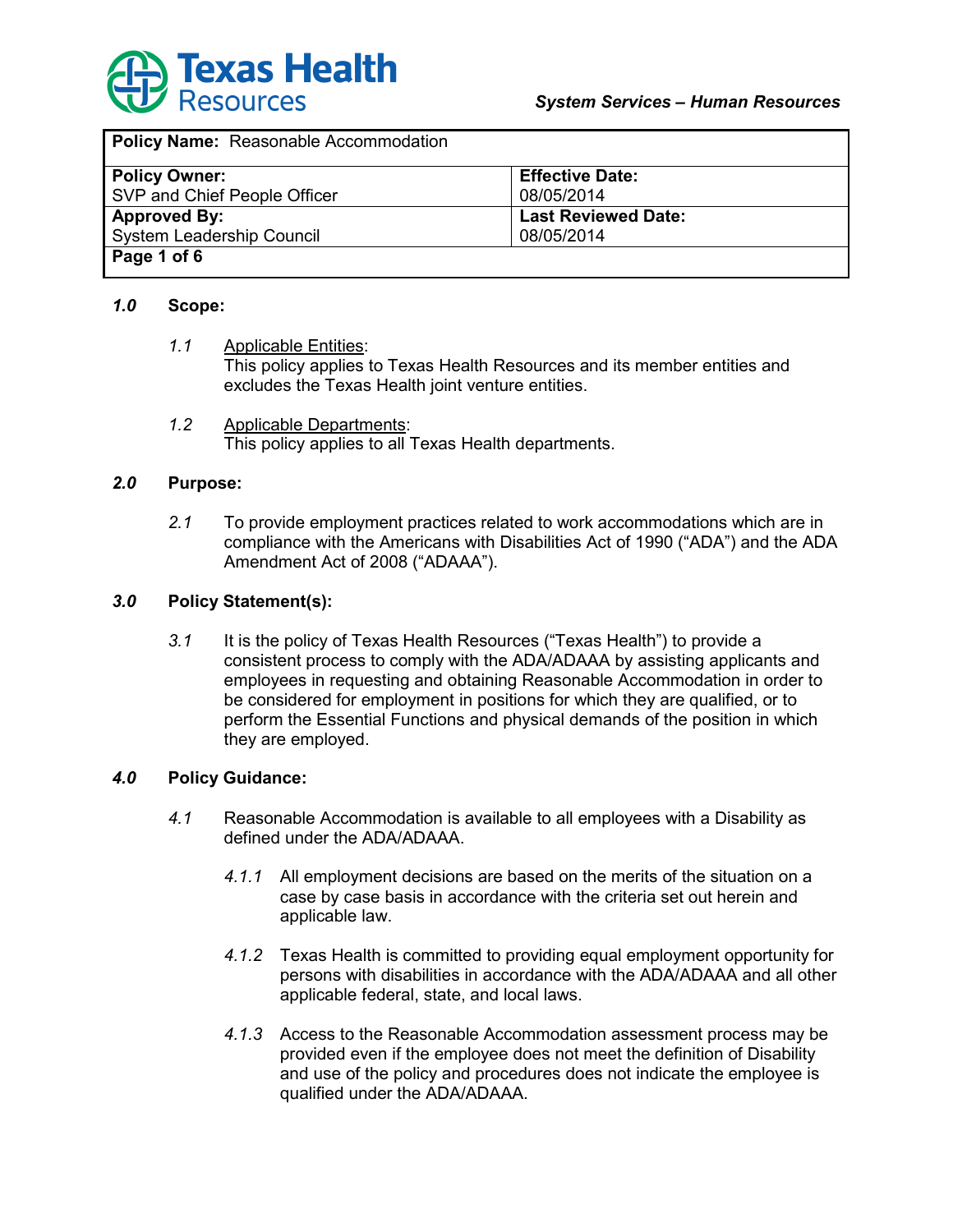**Texas Health Resources**

*System Services – Human Resources*

| **Policy Name:** Reasonable Accommodation | |
|---|---|
| **Policy Owner:** SVP and Chief People Officer | **Effective Date:** 08/05/2014 |
| **Approved By:** System Leadership Council | **Last Reviewed Date:** 08/05/2014 |
| **Page 1 of 6** | |

## *1.0* Scope:

*1.1* Applicable Entities:
This policy applies to Texas Health Resources and its member entities and excludes the Texas Health joint venture entities.

*1.2* Applicable Departments:
This policy applies to all Texas Health departments.

## *2.0* Purpose:

*2.1* To provide employment practices related to work accommodations which are in compliance with the Americans with Disabilities Act of 1990 ("ADA") and the ADA Amendment Act of 2008 ("ADAAA").

## *3.0* Policy Statement(s):

*3.1* It is the policy of Texas Health Resources ("Texas Health") to provide a consistent process to comply with the ADA/ADAAA by assisting applicants and employees in requesting and obtaining Reasonable Accommodation in order to be considered for employment in positions for which they are qualified, or to perform the Essential Functions and physical demands of the position in which they are employed.

## *4.0* Policy Guidance:

*4.1* Reasonable Accommodation is available to all employees with a Disability as defined under the ADA/ADAAA.

*4.1.1* All employment decisions are based on the merits of the situation on a case by case basis in accordance with the criteria set out herein and applicable law.

*4.1.2* Texas Health is committed to providing equal employment opportunity for persons with disabilities in accordance with the ADA/ADAAA and all other applicable federal, state, and local laws.

*4.1.3* Access to the Reasonable Accommodation assessment process may be provided even if the employee does not meet the definition of Disability and use of the policy and procedures does not indicate the employee is qualified under the ADA/ADAAA.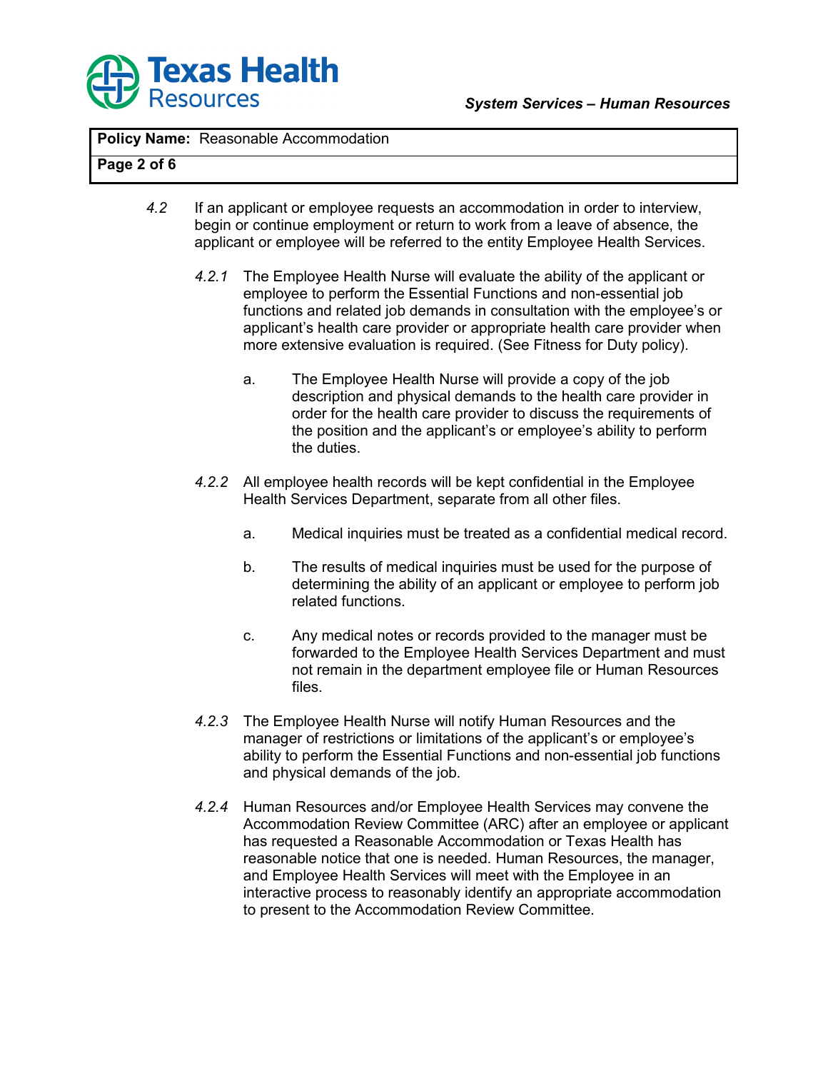*4.2* If an applicant or employee requests an accommodation in order to interview, begin or continue employment or return to work from a leave of absence, the applicant or employee will be referred to the entity Employee Health Services.

*4.2.1* The Employee Health Nurse will evaluate the ability of the applicant or employee to perform the Essential Functions and non-essential job functions and related job demands in consultation with the employee's or applicant's health care provider or appropriate health care provider when more extensive evaluation is required. (See Fitness for Duty policy).

a. The Employee Health Nurse will provide a copy of the job description and physical demands to the health care provider in order for the health care provider to discuss the requirements of the position and the applicant's or employee's ability to perform the duties.

*4.2.2* All employee health records will be kept confidential in the Employee Health Services Department, separate from all other files.

a. Medical inquiries must be treated as a confidential medical record.

b. The results of medical inquiries must be used for the purpose of determining the ability of an applicant or employee to perform job related functions.

c. Any medical notes or records provided to the manager must be forwarded to the Employee Health Services Department and must not remain in the department employee file or Human Resources files.

*4.2.3* The Employee Health Nurse will notify Human Resources and the manager of restrictions or limitations of the applicant's or employee's ability to perform the Essential Functions and non-essential job functions and physical demands of the job.

*4.2.4* Human Resources and/or Employee Health Services may convene the Accommodation Review Committee (ARC) after an employee or applicant has requested a Reasonable Accommodation or Texas Health has reasonable notice that one is needed. Human Resources, the manager, and Employee Health Services will meet with the Employee in an interactive process to reasonably identify an appropriate accommodation to present to the Accommodation Review Committee.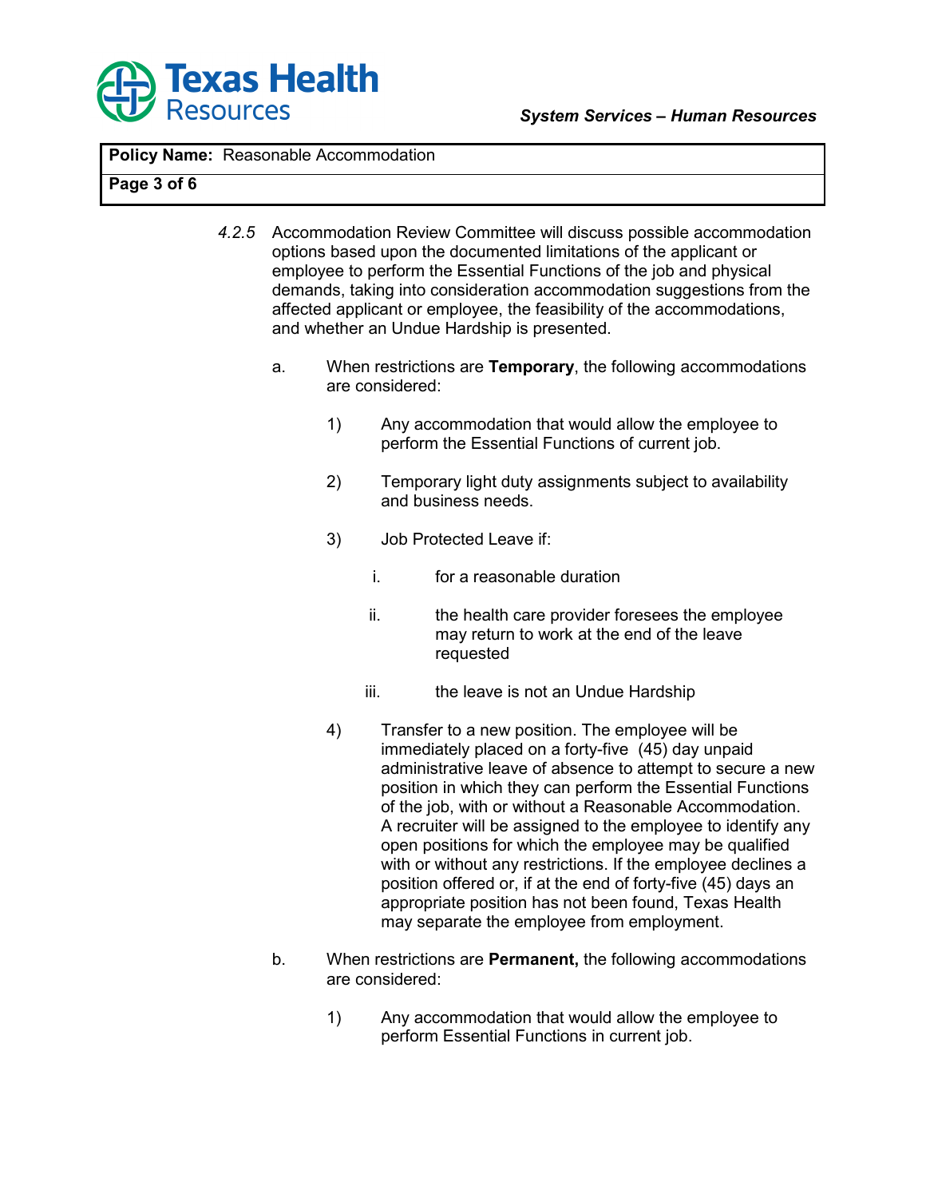*4.2.5* Accommodation Review Committee will discuss possible accommodation options based upon the documented limitations of the applicant or employee to perform the Essential Functions of the job and physical demands, taking into consideration accommodation suggestions from the affected applicant or employee, the feasibility of the accommodations, and whether an Undue Hardship is presented.

a. When restrictions are **Temporary**, the following accommodations are considered:

1) Any accommodation that would allow the employee to perform the Essential Functions of current job.

2) Temporary light duty assignments subject to availability and business needs.

3) Job Protected Leave if:

i. for a reasonable duration

ii. the health care provider foresees the employee may return to work at the end of the leave requested

iii. the leave is not an Undue Hardship

4) Transfer to a new position. The employee will be immediately placed on a forty-five (45) day unpaid administrative leave of absence to attempt to secure a new position in which they can perform the Essential Functions of the job, with or without a Reasonable Accommodation. A recruiter will be assigned to the employee to identify any open positions for which the employee may be qualified with or without any restrictions. If the employee declines a position offered or, if at the end of forty-five (45) days an appropriate position has not been found, Texas Health may separate the employee from employment.

b. When restrictions are **Permanent,** the following accommodations are considered:

1) Any accommodation that would allow the employee to perform Essential Functions in current job.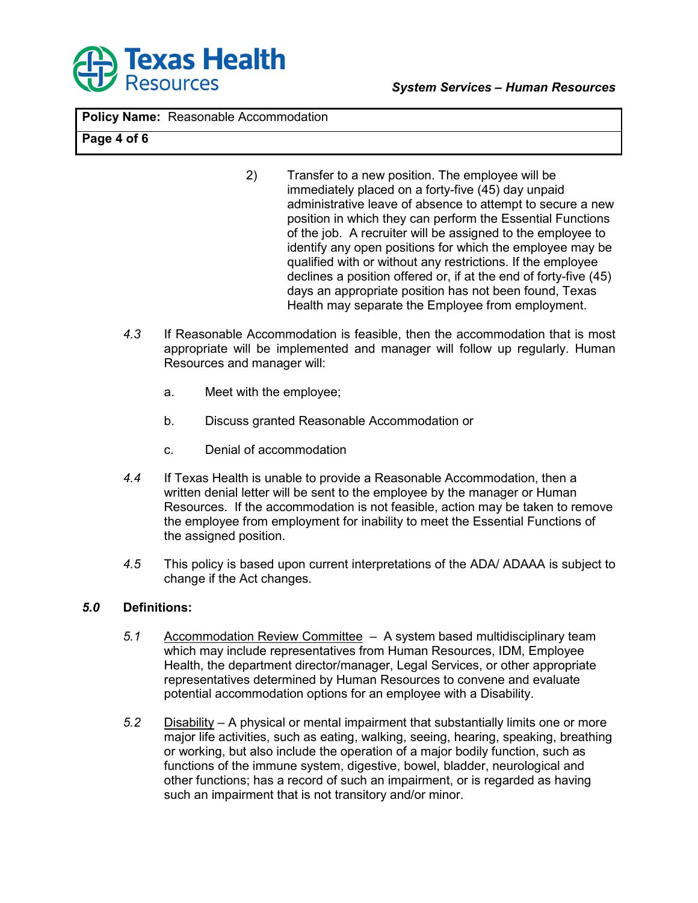2) Transfer to a new position. The employee will be immediately placed on a forty-five (45) day unpaid administrative leave of absence to attempt to secure a new position in which they can perform the Essential Functions of the job. A recruiter will be assigned to the employee to identify any open positions for which the employee may be qualified with or without any restrictions. If the employee declines a position offered or, if at the end of forty-five (45) days an appropriate position has not been found, Texas Health may separate the Employee from employment.

*4.3* If Reasonable Accommodation is feasible, then the accommodation that is most appropriate will be implemented and manager will follow up regularly. Human Resources and manager will:

a. Meet with the employee;

b. Discuss granted Reasonable Accommodation or

c. Denial of accommodation

*4.4* If Texas Health is unable to provide a Reasonable Accommodation, then a written denial letter will be sent to the employee by the manager or Human Resources. If the accommodation is not feasible, action may be taken to remove the employee from employment for inability to meet the Essential Functions of the assigned position.

*4.5* This policy is based upon current interpretations of the ADA/ ADAAA is subject to change if the Act changes.

## *5.0* Definitions:

*5.1* <u>Accommodation Review Committee</u> – A system based multidisciplinary team which may include representatives from Human Resources, IDM, Employee Health, the department director/manager, Legal Services, or other appropriate representatives determined by Human Resources to convene and evaluate potential accommodation options for an employee with a Disability.

*5.2* <u>Disability</u> – A physical or mental impairment that substantially limits one or more major life activities, such as eating, walking, seeing, hearing, speaking, breathing or working, but also include the operation of a major bodily function, such as functions of the immune system, digestive, bowel, bladder, neurological and other functions; has a record of such an impairment, or is regarded as having such an impairment that is not transitory and/or minor.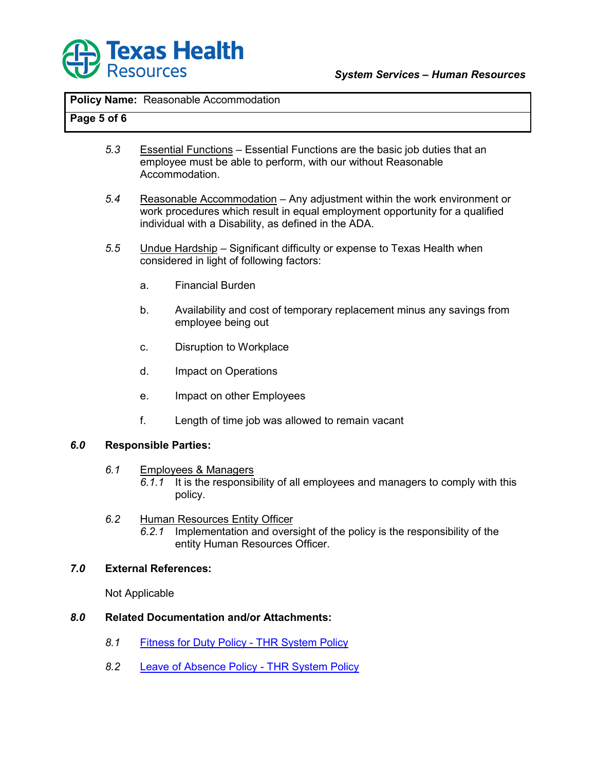5.3 Essential Functions – Essential Functions are the basic job duties that an employee must be able to perform, with our without Reasonable Accommodation.

5.4 Reasonable Accommodation – Any adjustment within the work environment or work procedures which result in equal employment opportunity for a qualified individual with a Disability, as defined in the ADA.

5.5 Undue Hardship – Significant difficulty or expense to Texas Health when considered in light of following factors:

a. Financial Burden

b. Availability and cost of temporary replacement minus any savings from employee being out

c. Disruption to Workplace

d. Impact on Operations

e. Impact on other Employees

f. Length of time job was allowed to remain vacant

## 6.0 Responsible Parties:

6.1 Employees & Managers

6.1.1 It is the responsibility of all employees and managers to comply with this policy.

6.2 Human Resources Entity Officer

6.2.1 Implementation and oversight of the policy is the responsibility of the entity Human Resources Officer.

## 7.0 External References:

Not Applicable

## 8.0 Related Documentation and/or Attachments:

8.1 Fitness for Duty Policy - THR System Policy

8.2 Leave of Absence Policy - THR System Policy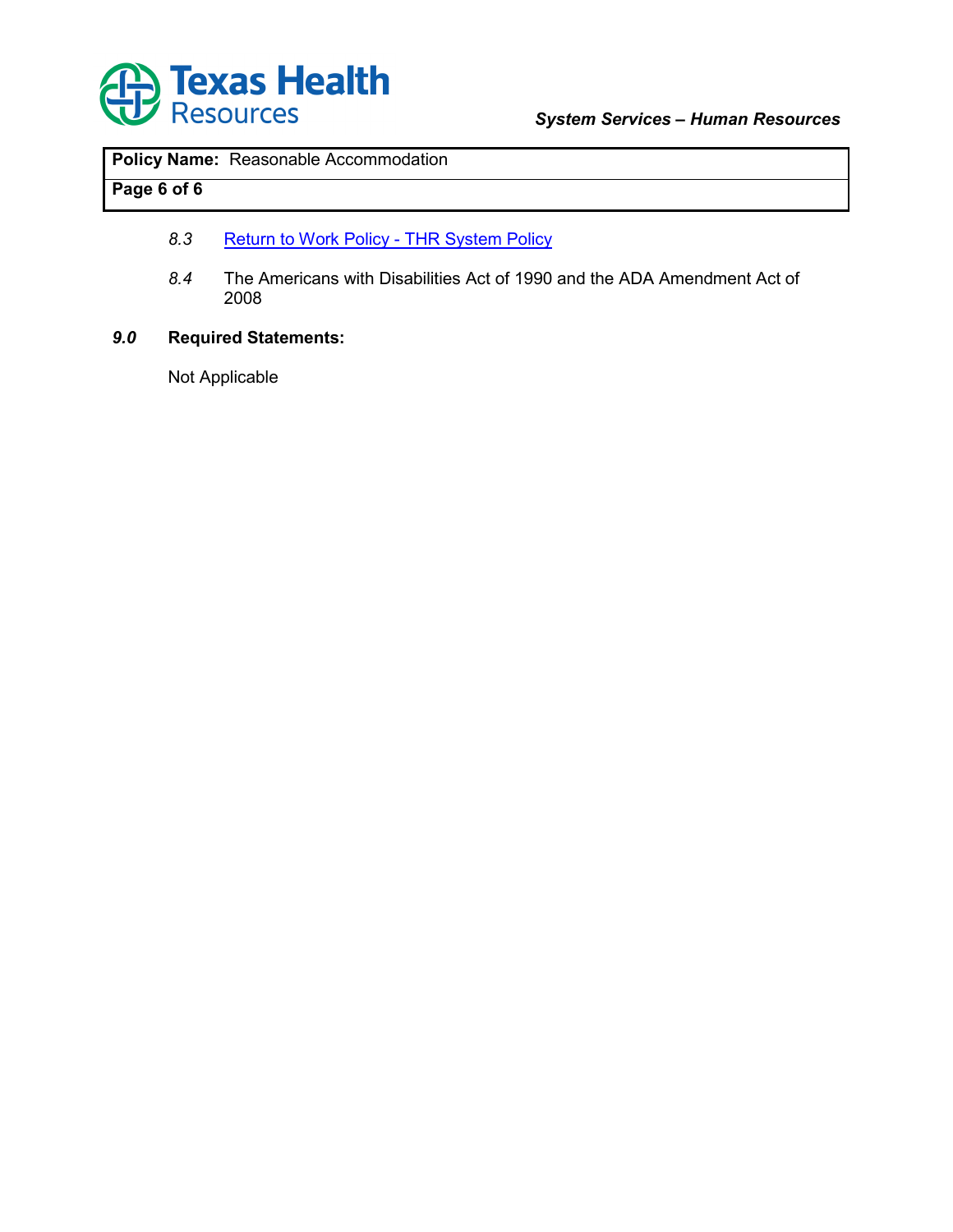*8.3* [Return to Work Policy - THR System Policy]

*8.4* The Americans with Disabilities Act of 1990 and the ADA Amendment Act of 2008

***9.0*** **Required Statements:**

Not Applicable